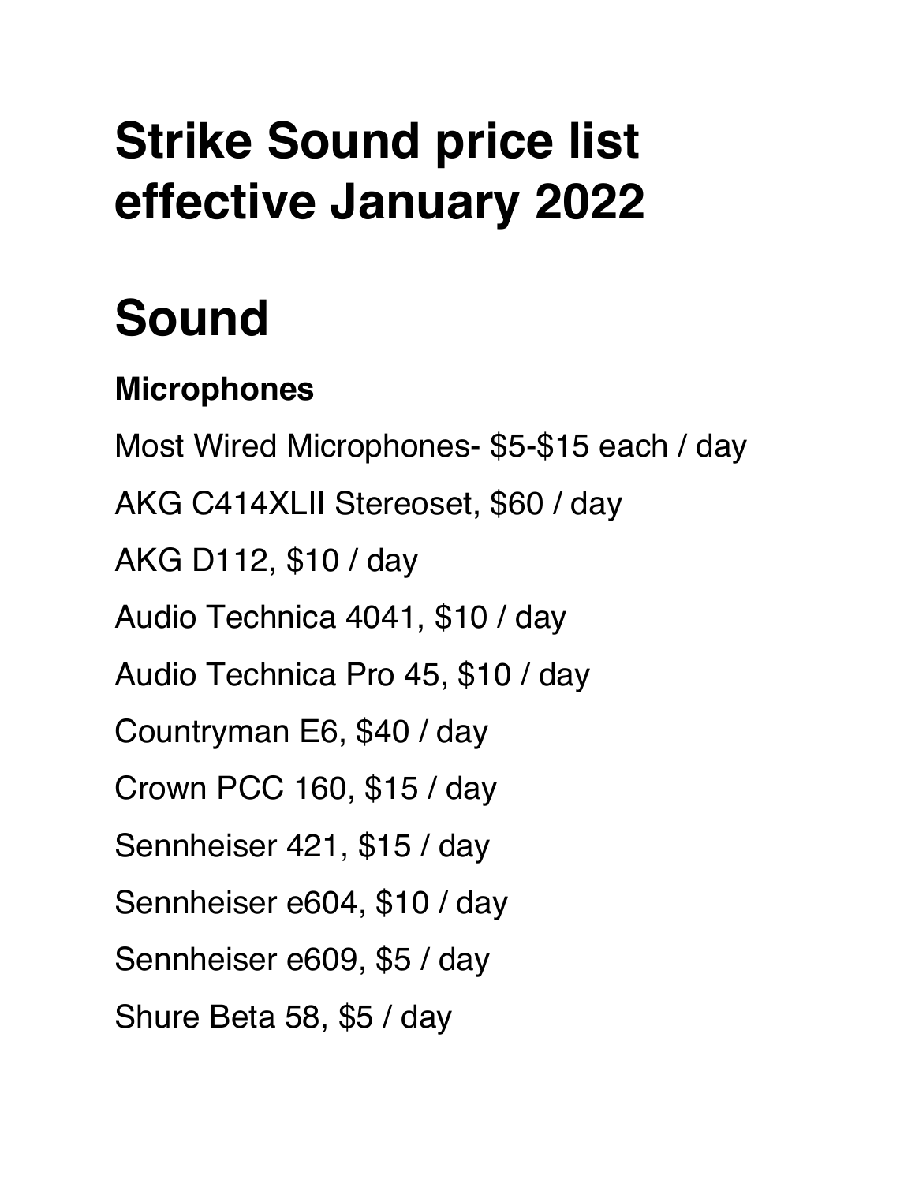# Strike Sound price list effective January 2022

# Sound

### Microphones

Most Wired Microphones- $5-$15 each / day

AKG C414XLII Stereoset, $60 / day

AKG D112, $10 / day

Audio Technica 4041, $10 / day

Audio Technica Pro 45, $10 / day

Countryman E6, $40 / day

Crown PCC 160, $15 / day

Sennheiser 421, $15 / day

Sennheiser e604, $10 / day

Sennheiser e609, $5 / day

Shure Beta 58, $5 / day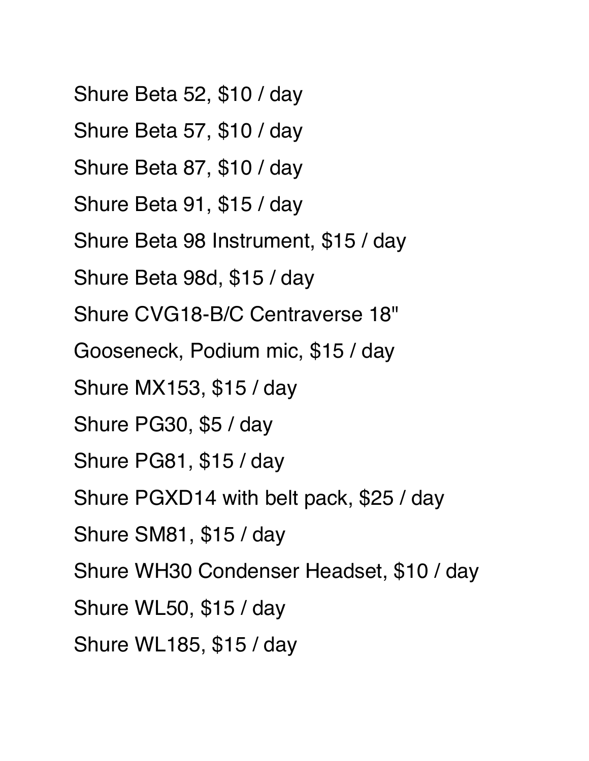Shure Beta 52, $10 / day

Shure Beta 57, $10 / day

Shure Beta 87, $10 / day

Shure Beta 91, $15 / day

Shure Beta 98 Instrument, $15 / day

Shure Beta 98d, $15 / day

Shure CVG18-B/C Centraverse 18" Gooseneck, Podium mic, $15 / day

Shure MX153, $15 / day

Shure PG30, $5 / day

Shure PG81, $15 / day

Shure PGXD14 with belt pack, $25 / day

Shure SM81, $15 / day

Shure WH30 Condenser Headset, $10 / day

Shure WL50, $15 / day

Shure WL185, $15 / day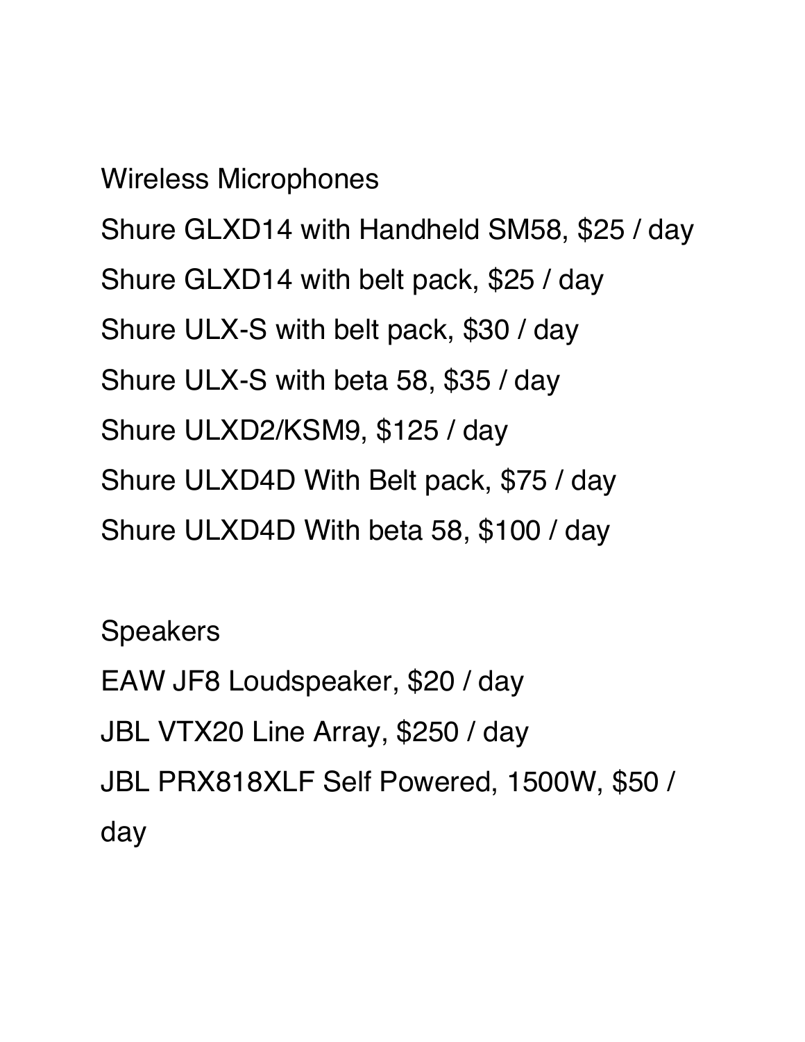## Wireless Microphones

Shure GLXD14 with Handheld SM58, $25 / day

Shure GLXD14 with belt pack, $25 / day

Shure ULX-S with belt pack, $30 / day

Shure ULX-S with beta 58, $35 / day

Shure ULXD2/KSM9, $125 / day

Shure ULXD4D With Belt pack, $75 / day

Shure ULXD4D With beta 58, $100 / day

## Speakers

EAW JF8 Loudspeaker, $20 / day

JBL VTX20 Line Array, $250 / day

JBL PRX818XLF Self Powered, 1500W, $50 / day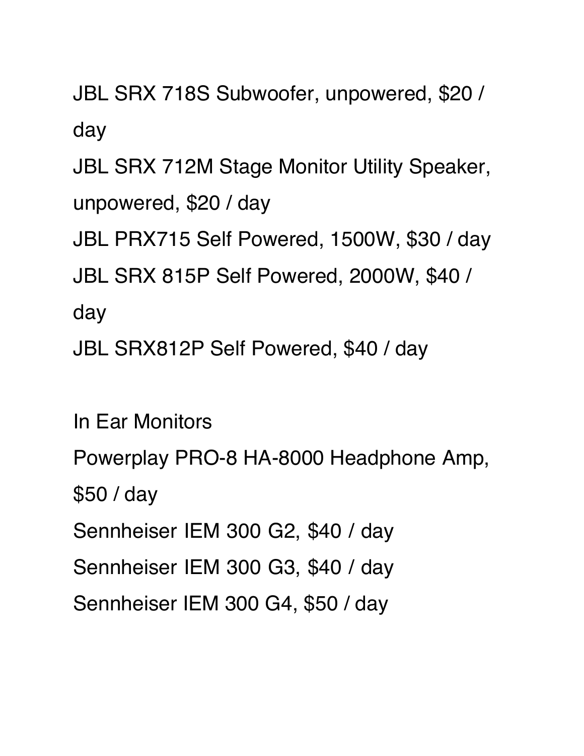JBL SRX 718S Subwoofer, unpowered, $20 / day

JBL SRX 712M Stage Monitor Utility Speaker, unpowered, $20 / day

JBL PRX715 Self Powered, 1500W, $30 / day

JBL SRX 815P Self Powered, 2000W, $40 / day

JBL SRX812P Self Powered, $40 / day

In Ear Monitors

Powerplay PRO-8 HA-8000 Headphone Amp, $50 / day

Sennheiser IEM 300 G2, $40 / day

Sennheiser IEM 300 G3, $40 / day

Sennheiser IEM 300 G4, $50 / day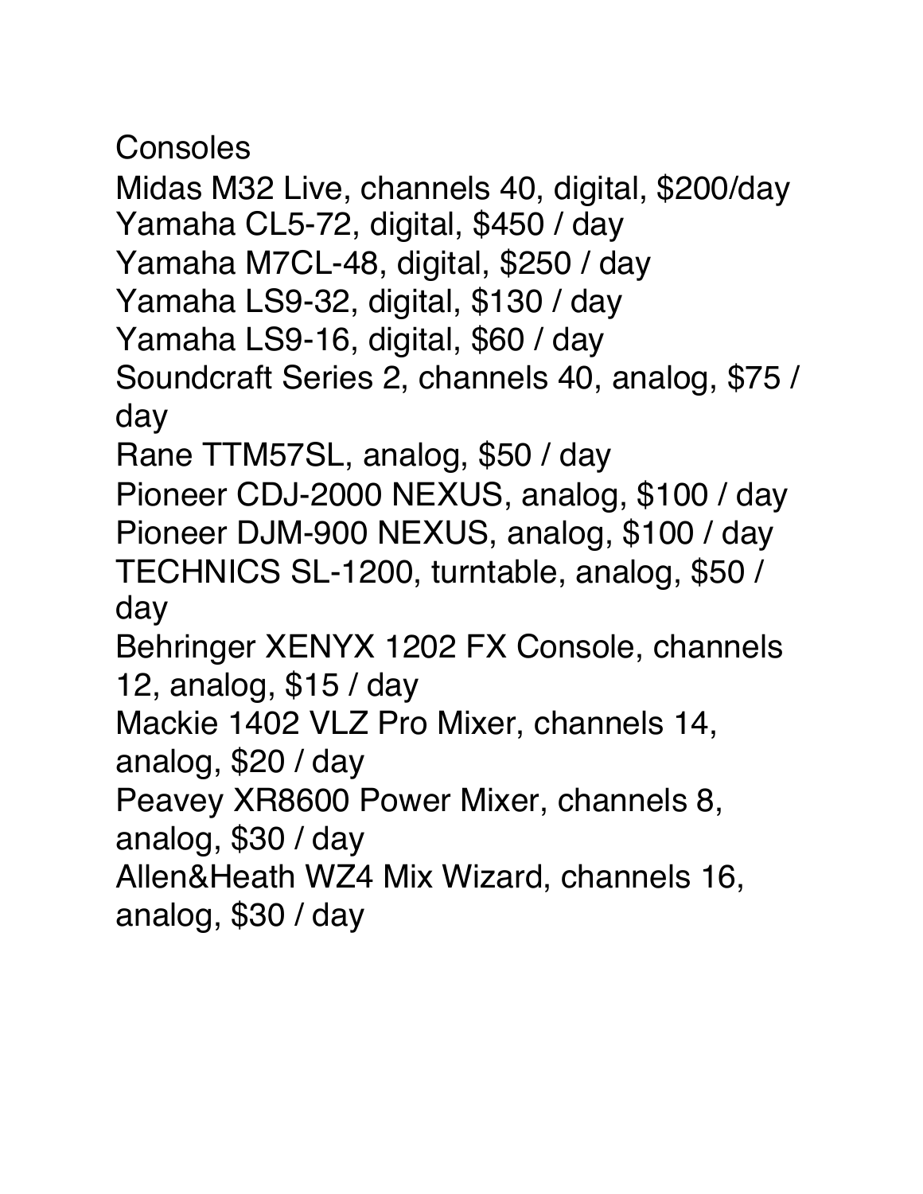Consoles

Midas M32 Live, channels 40, digital, $200/day
Yamaha CL5-72, digital, $450 / day
Yamaha M7CL-48, digital, $250 / day
Yamaha LS9-32, digital, $130 / day
Yamaha LS9-16, digital, $60 / day
Soundcraft Series 2, channels 40, analog, $75 / day
Rane TTM57SL, analog, $50 / day
Pioneer CDJ-2000 NEXUS, analog, $100 / day
Pioneer DJM-900 NEXUS, analog, $100 / day
TECHNICS SL-1200, turntable, analog, $50 / day
Behringer XENYX 1202 FX Console, channels 12, analog, $15 / day
Mackie 1402 VLZ Pro Mixer, channels 14, analog, $20 / day
Peavey XR8600 Power Mixer, channels 8, analog, $30 / day
Allen&Heath WZ4 Mix Wizard, channels 16, analog, $30 / day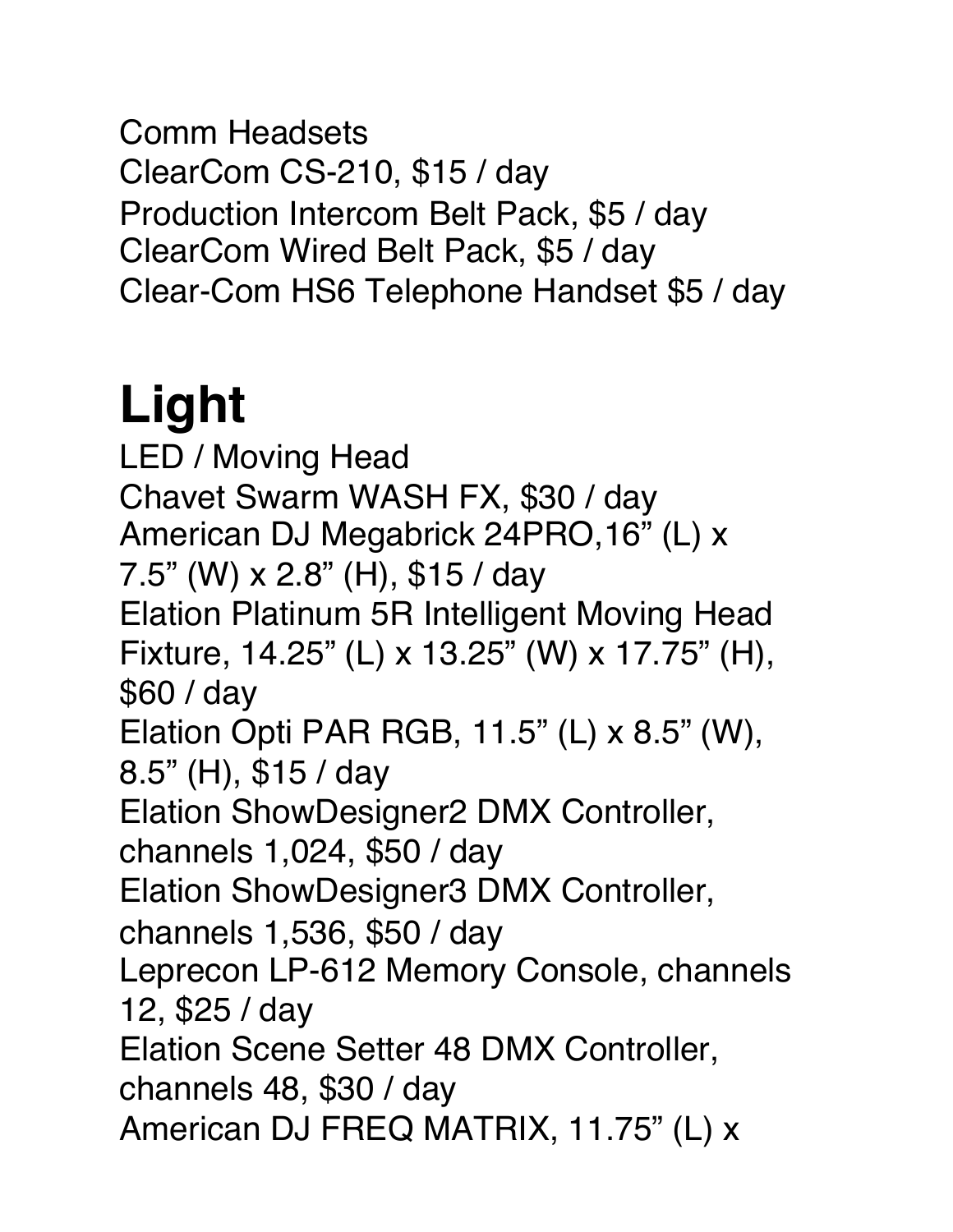Comm Headsets
ClearCom CS-210, $15 / day
Production Intercom Belt Pack, $5 / day
ClearCom Wired Belt Pack, $5 / day
Clear-Com HS6 Telephone Handset $5 / day

# Light

LED / Moving Head
Chavet Swarm WASH FX, $30 / day
American DJ Megabrick 24PRO,16" (L) x 7.5" (W) x 2.8" (H), $15 / day
Elation Platinum 5R Intelligent Moving Head Fixture, 14.25" (L) x 13.25" (W) x 17.75" (H), $60 / day
Elation Opti PAR RGB, 11.5" (L) x 8.5" (W), 8.5" (H), $15 / day
Elation ShowDesigner2 DMX Controller, channels 1,024, $50 / day
Elation ShowDesigner3 DMX Controller, channels 1,536, $50 / day
Leprecon LP-612 Memory Console, channels 12, $25 / day
Elation Scene Setter 48 DMX Controller, channels 48, $30 / day
American DJ FREQ MATRIX, 11.75" (L) x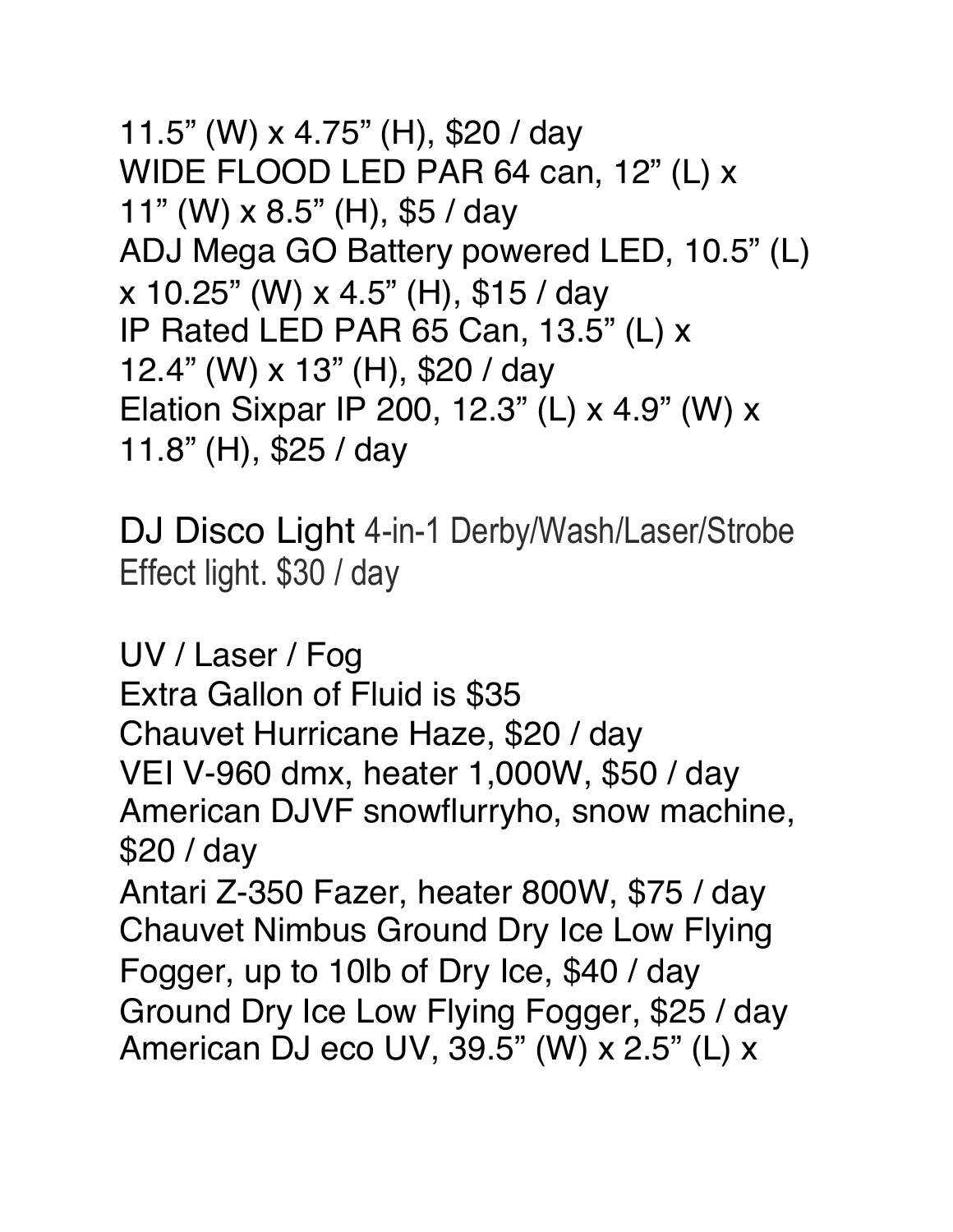11.5” (W) x 4.75” (H), $20 / day
WIDE FLOOD LED PAR 64 can, 12” (L) x 11” (W) x 8.5” (H), $5 / day
ADJ Mega GO Battery powered LED, 10.5” (L) x 10.25” (W) x 4.5” (H), $15 / day
IP Rated LED PAR 65 Can, 13.5” (L) x 12.4” (W) x 13” (H), $20 / day
Elation Sixpar IP 200, 12.3” (L) x 4.9” (W) x 11.8” (H), $25 / day

DJ Disco Light 4-in-1 Derby/Wash/Laser/Strobe Effect light. $30 / day

UV / Laser / Fog
Extra Gallon of Fluid is $35
Chauvet Hurricane Haze, $20 / day
VEI V-960 dmx, heater 1,000W, $50 / day
American DJVF snowflurryho, snow machine, $20 / day
Antari Z-350 Fazer, heater 800W, $75 / day
Chauvet Nimbus Ground Dry Ice Low Flying Fogger, up to 10lb of Dry Ice, $40 / day
Ground Dry Ice Low Flying Fogger, $25 / day
American DJ eco UV, 39.5” (W) x 2.5” (L) x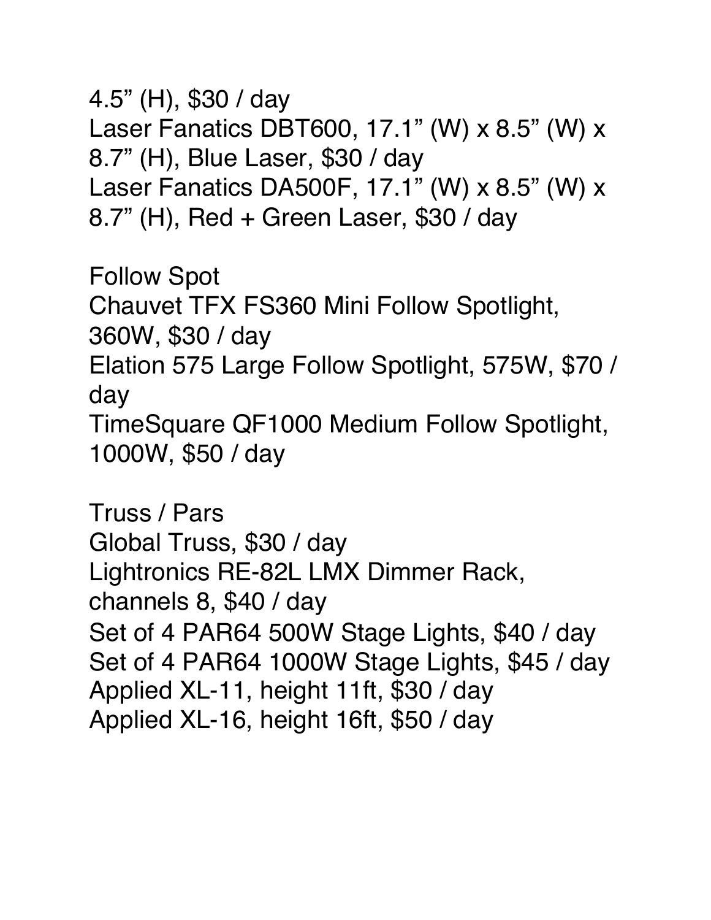4.5” (H), $30 / day
Laser Fanatics DBT600, 17.1” (W) x 8.5” (W) x 8.7” (H), Blue Laser, $30 / day
Laser Fanatics DA500F, 17.1” (W) x 8.5” (W) x 8.7” (H), Red + Green Laser, $30 / day

Follow Spot
Chauvet TFX FS360 Mini Follow Spotlight, 360W, $30 / day
Elation 575 Large Follow Spotlight, 575W, $70 / day
TimeSquare QF1000 Medium Follow Spotlight, 1000W, $50 / day

Truss / Pars
Global Truss, $30 / day
Lightronics RE-82L LMX Dimmer Rack, channels 8, $40 / day
Set of 4 PAR64 500W Stage Lights, $40 / day
Set of 4 PAR64 1000W Stage Lights, $45 / day
Applied XL-11, height 11ft, $30 / day
Applied XL-16, height 16ft, $50 / day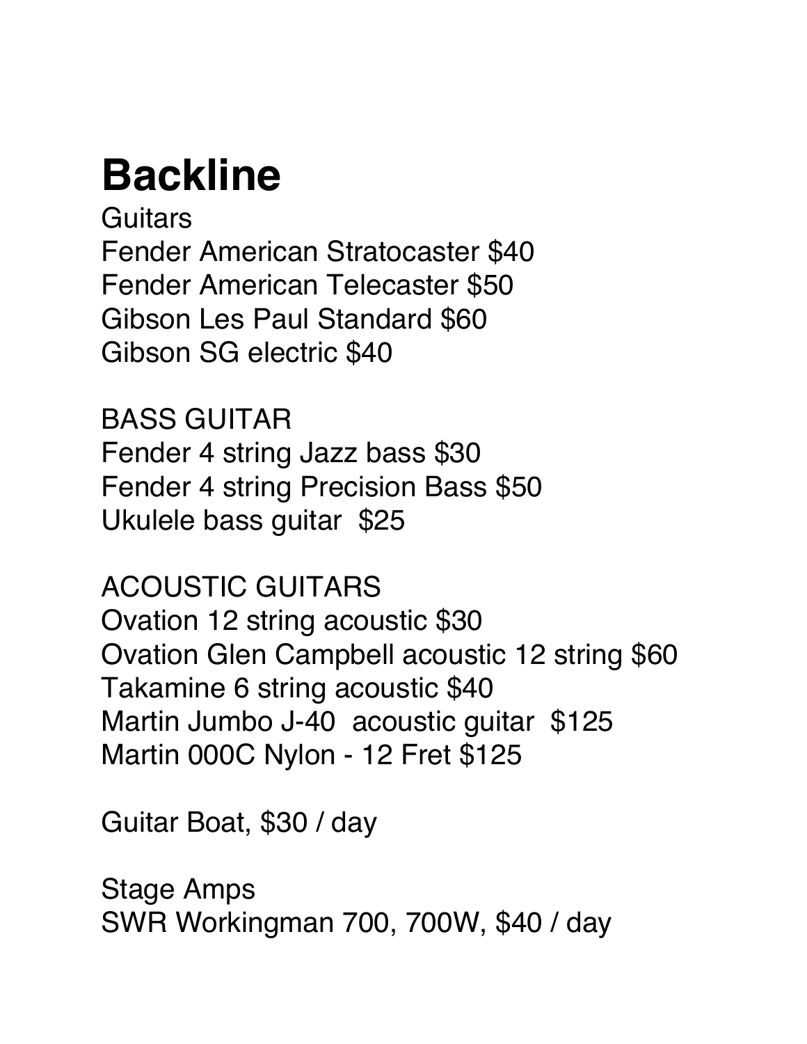# Backline

Guitars
Fender American Stratocaster $40
Fender American Telecaster $50
Gibson Les Paul Standard $60
Gibson SG electric $40

BASS GUITAR
Fender 4 string Jazz bass $30
Fender 4 string Precision Bass $50
Ukulele bass guitar $25

ACOUSTIC GUITARS
Ovation 12 string acoustic $30
Ovation Glen Campbell acoustic 12 string $60
Takamine 6 string acoustic $40
Martin Jumbo J-40 acoustic guitar $125
Martin 000C Nylon - 12 Fret $125

Guitar Boat, $30 / day

Stage Amps
SWR Workingman 700, 700W, $40 / day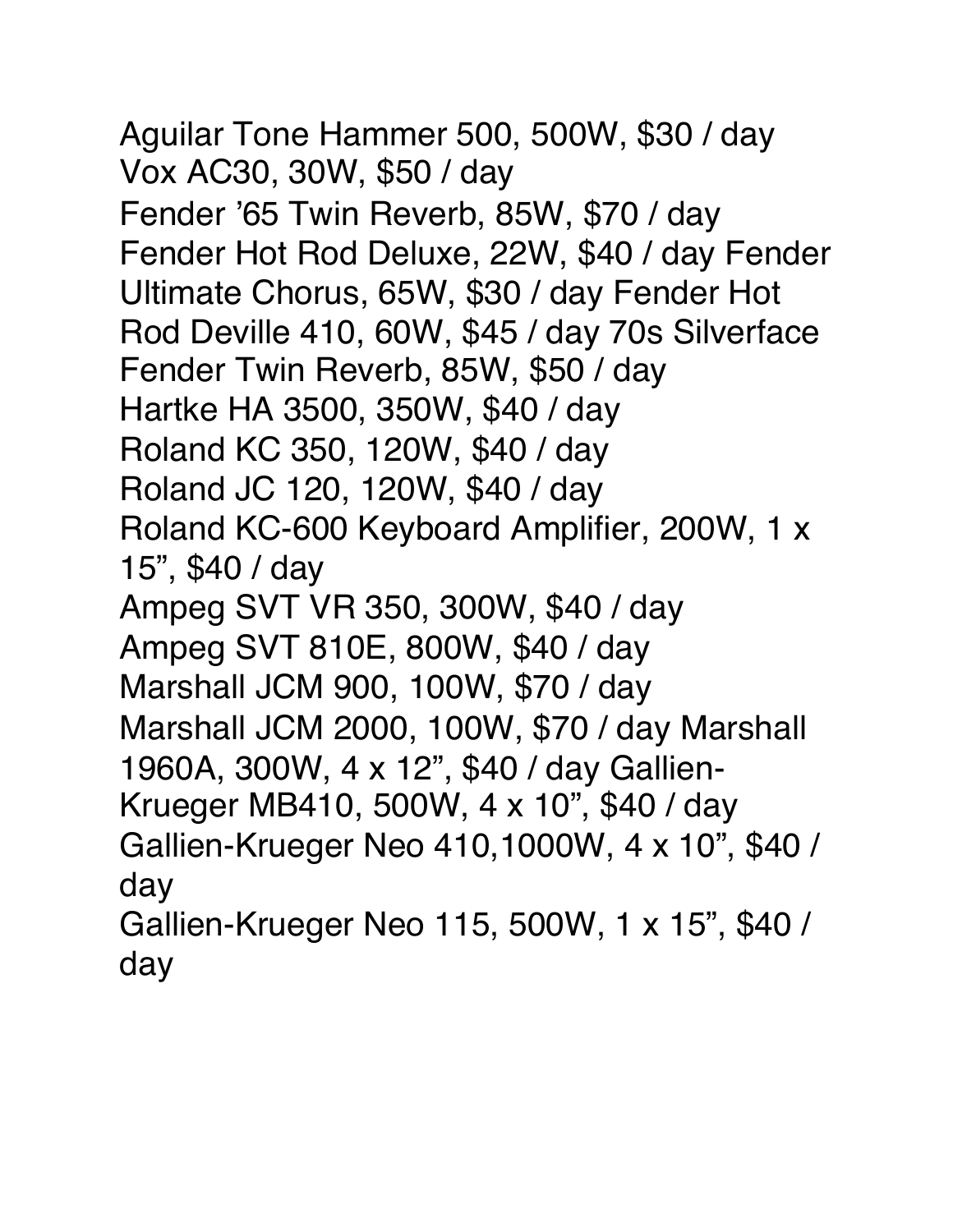Aguilar Tone Hammer 500, 500W, $30 / day
Vox AC30, 30W, $50 / day
Fender ’65 Twin Reverb, 85W, $70 / day
Fender Hot Rod Deluxe, 22W, $40 / day Fender Ultimate Chorus, 65W, $30 / day Fender Hot Rod Deville 410, 60W, $45 / day 70s Silverface Fender Twin Reverb, 85W, $50 / day
Hartke HA 3500, 350W, $40 / day
Roland KC 350, 120W, $40 / day
Roland JC 120, 120W, $40 / day
Roland KC-600 Keyboard Amplifier, 200W, 1 x 15”, $40 / day
Ampeg SVT VR 350, 300W, $40 / day
Ampeg SVT 810E, 800W, $40 / day
Marshall JCM 900, 100W, $70 / day
Marshall JCM 2000, 100W, $70 / day Marshall 1960A, 300W, 4 x 12”, $40 / day Gallien-Krueger MB410, 500W, 4 x 10”, $40 / day
Gallien-Krueger Neo 410,1000W, 4 x 10”, $40 / day
Gallien-Krueger Neo 115, 500W, 1 x 15”, $40 / day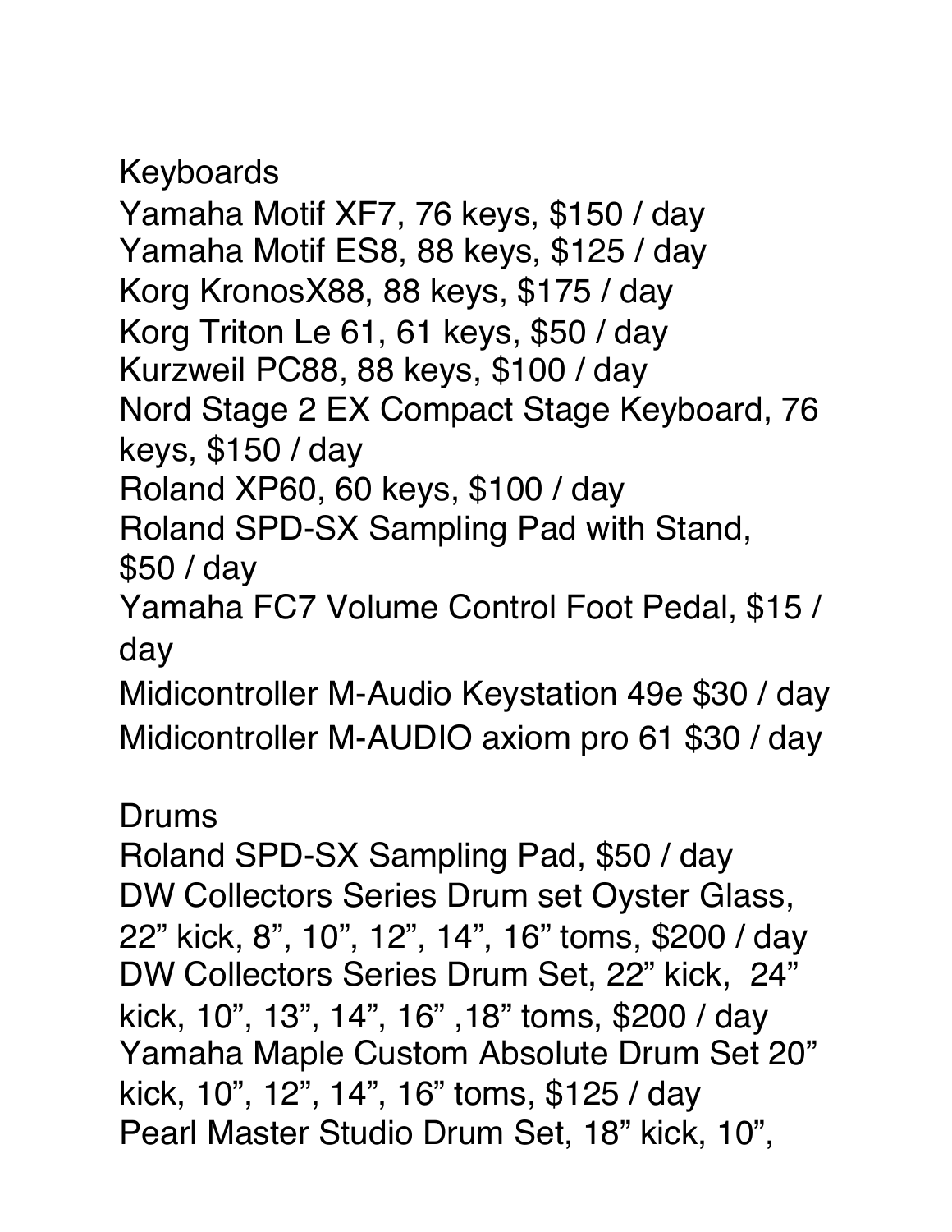## Keyboards

Yamaha Motif XF7, 76 keys, $150 / day
Yamaha Motif ES8, 88 keys, $125 / day
Korg KronosX88, 88 keys, $175 / day
Korg Triton Le 61, 61 keys, $50 / day
Kurzweil PC88, 88 keys, $100 / day
Nord Stage 2 EX Compact Stage Keyboard, 76 keys, $150 / day
Roland XP60, 60 keys, $100 / day
Roland SPD-SX Sampling Pad with Stand, $50 / day
Yamaha FC7 Volume Control Foot Pedal, $15 / day
Midicontroller M-Audio Keystation 49e $30 / day
Midicontroller M-AUDIO axiom pro 61 $30 / day

## Drums

Roland SPD-SX Sampling Pad, $50 / day
DW Collectors Series Drum set Oyster Glass, 22” kick, 8”, 10”, 12”, 14”, 16” toms, $200 / day
DW Collectors Series Drum Set, 22” kick, 24” kick, 10”, 13”, 14”, 16” ,18” toms, $200 / day
Yamaha Maple Custom Absolute Drum Set 20” kick, 10”, 12”, 14”, 16” toms, $125 / day
Pearl Master Studio Drum Set, 18” kick, 10”,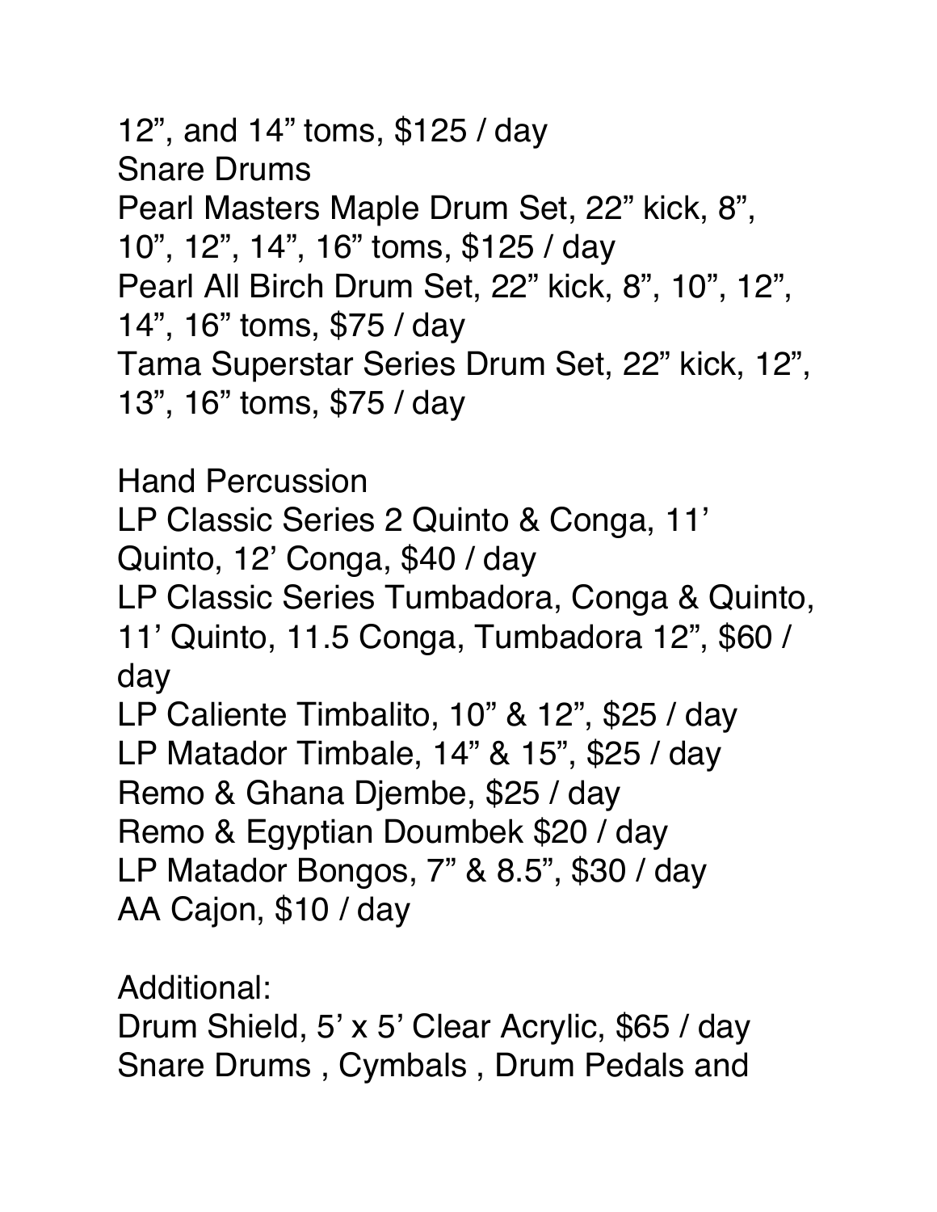12”, and 14” toms, $125 / day
Snare Drums
Pearl Masters Maple Drum Set, 22” kick, 8”, 10”, 12”, 14”, 16” toms, $125 / day
Pearl All Birch Drum Set, 22” kick, 8”, 10”, 12”, 14”, 16” toms, $75 / day
Tama Superstar Series Drum Set, 22” kick, 12”, 13”, 16” toms, $75 / day

Hand Percussion
LP Classic Series 2 Quinto & Conga, 11’ Quinto, 12’ Conga, $40 / day
LP Classic Series Tumbadora, Conga & Quinto, 11’ Quinto, 11.5 Conga, Tumbadora 12”, $60 / day
LP Caliente Timbalito, 10” & 12”, $25 / day
LP Matador Timbale, 14” & 15”, $25 / day
Remo & Ghana Djembe, $25 / day
Remo & Egyptian Doumbek $20 / day
LP Matador Bongos, 7” & 8.5”, $30 / day
AA Cajon, $10 / day

Additional:
Drum Shield, 5’ x 5’ Clear Acrylic, $65 / day
Snare Drums , Cymbals , Drum Pedals and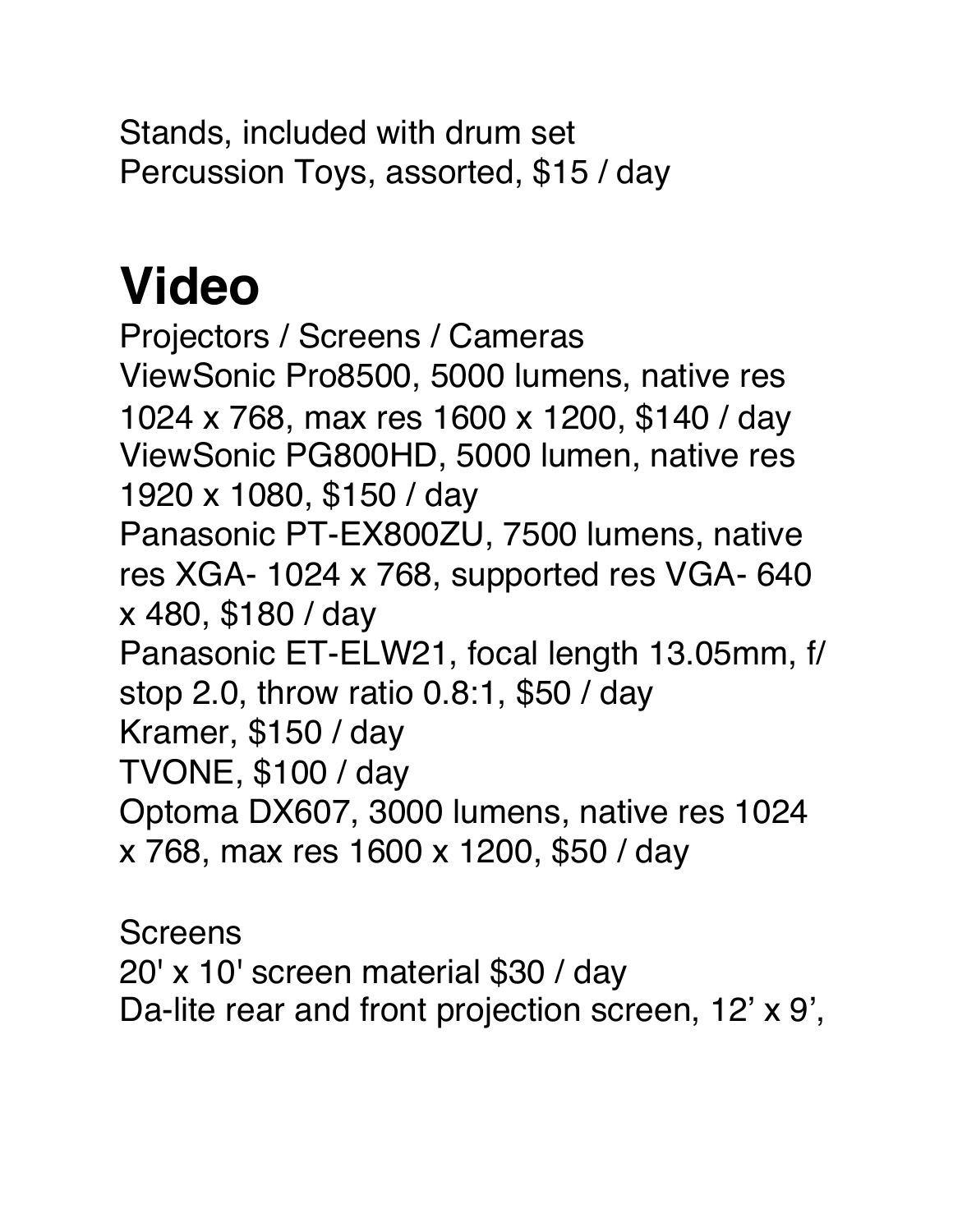Stands, included with drum set
Percussion Toys, assorted, $15 / day

# Video

Projectors / Screens / Cameras
ViewSonic Pro8500, 5000 lumens, native res 1024 x 768, max res 1600 x 1200, $140 / day
ViewSonic PG800HD, 5000 lumen, native res 1920 x 1080, $150 / day
Panasonic PT-EX800ZU, 7500 lumens, native res XGA- 1024 x 768, supported res VGA- 640 x 480, $180 / day
Panasonic ET-ELW21, focal length 13.05mm, f/ stop 2.0, throw ratio 0.8:1, $50 / day
Kramer, $150 / day
TVONE, $100 / day
Optoma DX607, 3000 lumens, native res 1024 x 768, max res 1600 x 1200, $50 / day

Screens
20' x 10' screen material $30 / day
Da-lite rear and front projection screen, 12’ x 9’,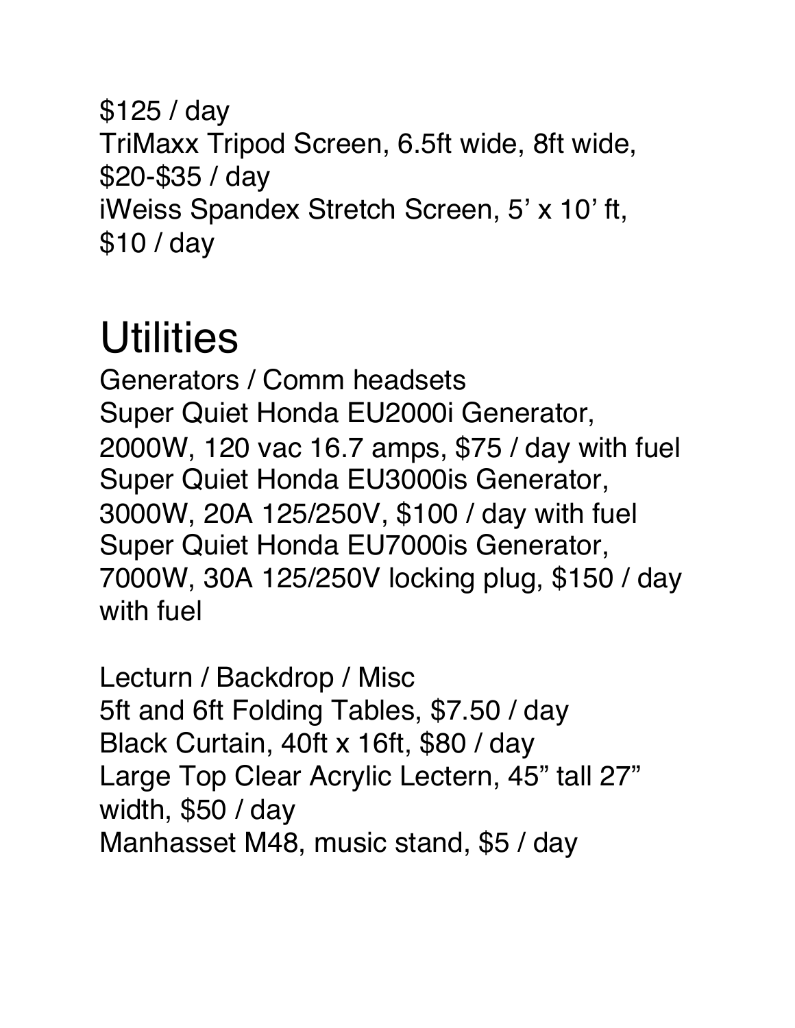$125 / day
TriMaxx Tripod Screen, 6.5ft wide, 8ft wide, $20-$35 / day
iWeiss Spandex Stretch Screen, 5’ x 10’ ft, $10 / day

# Utilities

Generators / Comm headsets
Super Quiet Honda EU2000i Generator, 2000W, 120 vac 16.7 amps, $75 / day with fuel
Super Quiet Honda EU3000is Generator, 3000W, 20A 125/250V, $100 / day with fuel
Super Quiet Honda EU7000is Generator, 7000W, 30A 125/250V locking plug, $150 / day with fuel

Lecturn / Backdrop / Misc
5ft and 6ft Folding Tables, $7.50 / day
Black Curtain, 40ft x 16ft, $80 / day
Large Top Clear Acrylic Lectern, 45” tall 27” width, $50 / day
Manhasset M48, music stand, $5 / day